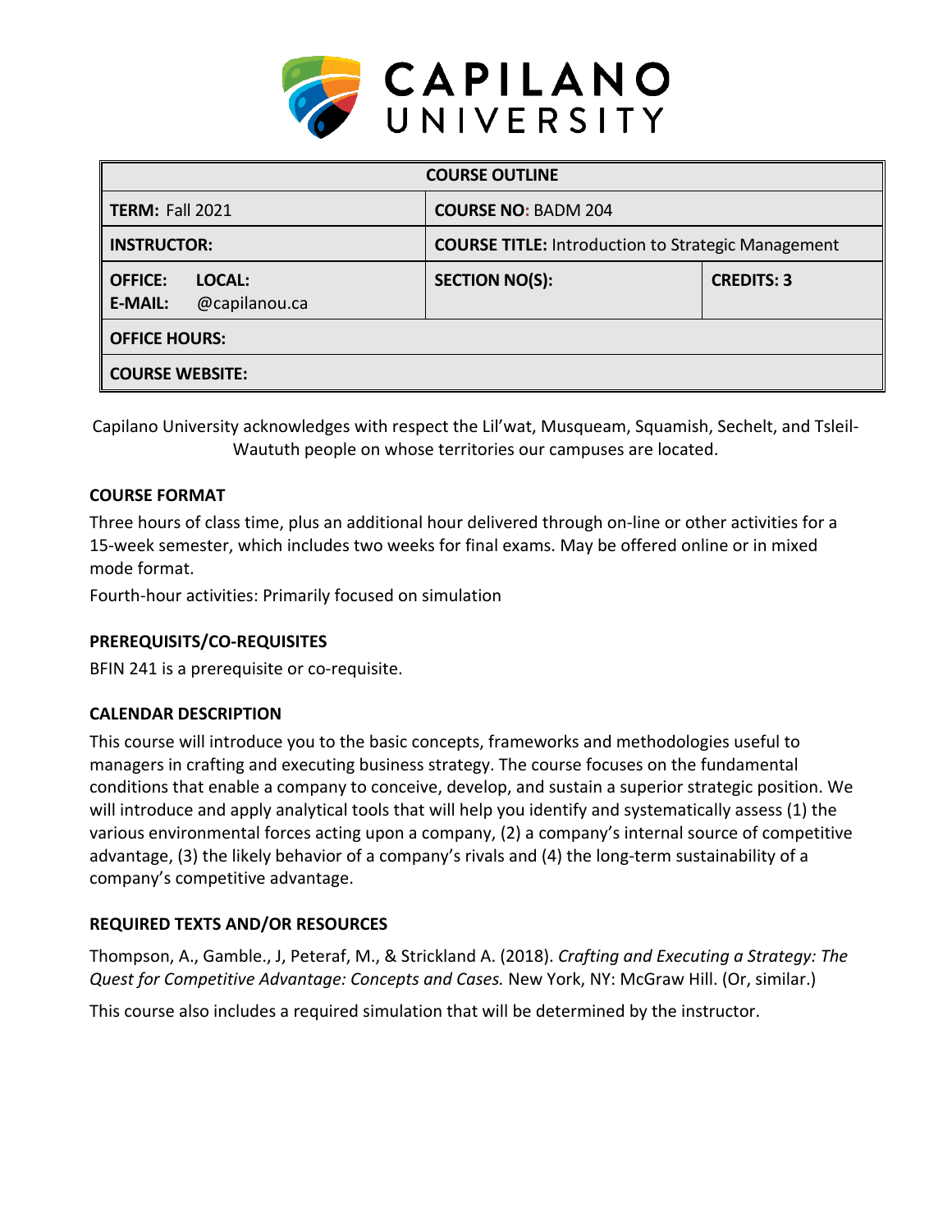# CAPILANO UNIVERSITY

| COURSE OUTLINE | | |
|---|---|---|
| **TERM:** Fall 2021 | **COURSE NO:** BADM 204 | |
| **INSTRUCTOR:** | **COURSE TITLE:** Introduction to Strategic Management | |
| **OFFICE:** **LOCAL:**<br>**E-MAIL:** @capilanou.ca | **SECTION NO(S):** | **CREDITS:** 3 |
| **OFFICE HOURS:** | | |
| **COURSE WEBSITE:** | | |

Capilano University acknowledges with respect the Lil'wat, Musqueam, Squamish, Sechelt, and Tsleil-Waututh people on whose territories our campuses are located.

### COURSE FORMAT

Three hours of class time, plus an additional hour delivered through on-line or other activities for a 15-week semester, which includes two weeks for final exams. May be offered online or in mixed mode format.

Fourth-hour activities: Primarily focused on simulation

### PREREQUISITS/CO-REQUISITES

BFIN 241 is a prerequisite or co-requisite.

### CALENDAR DESCRIPTION

This course will introduce you to the basic concepts, frameworks and methodologies useful to managers in crafting and executing business strategy. The course focuses on the fundamental conditions that enable a company to conceive, develop, and sustain a superior strategic position. We will introduce and apply analytical tools that will help you identify and systematically assess (1) the various environmental forces acting upon a company, (2) a company's internal source of competitive advantage, (3) the likely behavior of a company's rivals and (4) the long-term sustainability of a company's competitive advantage.

### REQUIRED TEXTS AND/OR RESOURCES

Thompson, A., Gamble., J, Peteraf, M., & Strickland A. (2018). *Crafting and Executing a Strategy: The Quest for Competitive Advantage: Concepts and Cases.* New York, NY: McGraw Hill. (Or, similar.)

This course also includes a required simulation that will be determined by the instructor.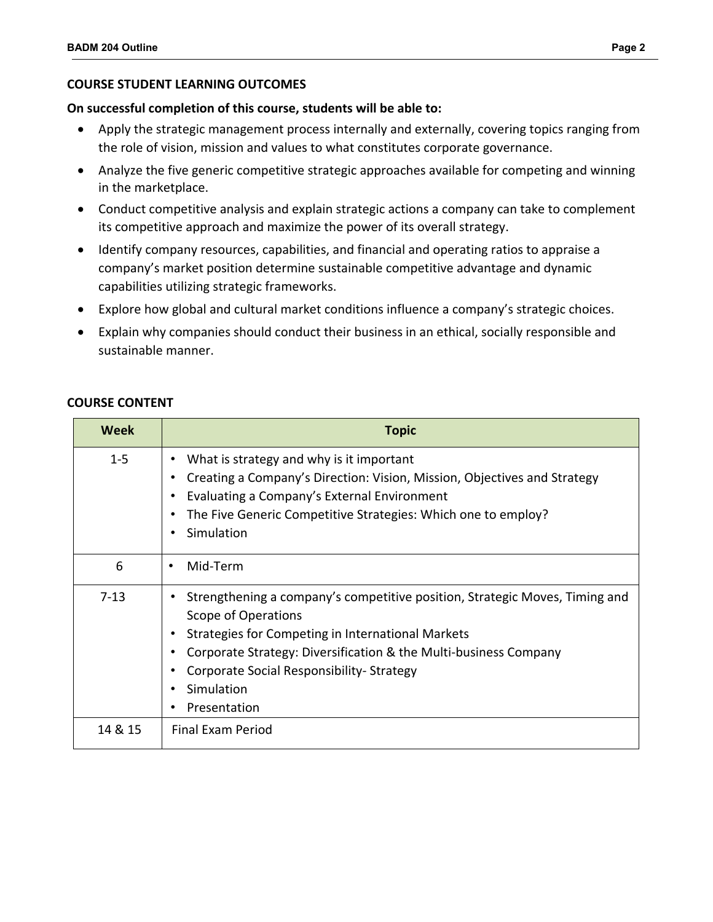## COURSE STUDENT LEARNING OUTCOMES

**On successful completion of this course, students will be able to:**

- Apply the strategic management process internally and externally, covering topics ranging from the role of vision, mission and values to what constitutes corporate governance.
- Analyze the five generic competitive strategic approaches available for competing and winning in the marketplace.
- Conduct competitive analysis and explain strategic actions a company can take to complement its competitive approach and maximize the power of its overall strategy.
- Identify company resources, capabilities, and financial and operating ratios to appraise a company's market position determine sustainable competitive advantage and dynamic capabilities utilizing strategic frameworks.
- Explore how global and cultural market conditions influence a company's strategic choices.
- Explain why companies should conduct their business in an ethical, socially responsible and sustainable manner.

## COURSE CONTENT

| Week | Topic |
| --- | --- |
| 1-5 | • What is strategy and why is it important<br>• Creating a Company's Direction: Vision, Mission, Objectives and Strategy<br>• Evaluating a Company's External Environment<br>• The Five Generic Competitive Strategies: Which one to employ?<br>• Simulation |
| 6 | • Mid-Term |
| 7-13 | • Strengthening a company's competitive position, Strategic Moves, Timing and Scope of Operations<br>• Strategies for Competing in International Markets<br>• Corporate Strategy: Diversification & the Multi-business Company<br>• Corporate Social Responsibility- Strategy<br>• Simulation<br>• Presentation |
| 14 & 15 | Final Exam Period |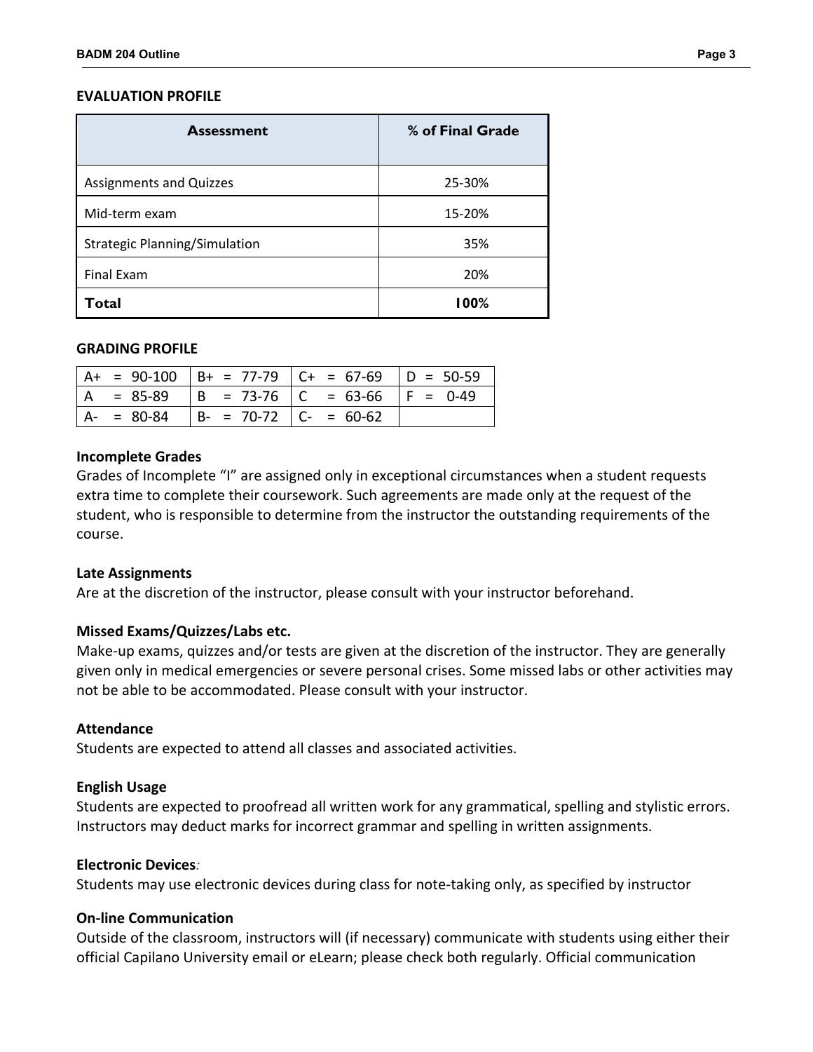**EVALUATION PROFILE**

| Assessment | % of Final Grade |
|---|---|
| Assignments and Quizzes | 25-30% |
| Mid-term exam | 15-20% |
| Strategic Planning/Simulation | 35% |
| Final Exam | 20% |
| **Total** | **100%** |

**GRADING PROFILE**

| | | | |
|---|---|---|---|
| A+ = 90-100 | B+ = 77-79 | C+ = 67-69 | D = 50-59 |
| A = 85-89 | B = 73-76 | C = 63-66 | F = 0-49 |
| A- = 80-84 | B- = 70-72 | C- = 60-62 | |

**Incomplete Grades**

Grades of Incomplete "I" are assigned only in exceptional circumstances when a student requests extra time to complete their coursework. Such agreements are made only at the request of the student, who is responsible to determine from the instructor the outstanding requirements of the course.

**Late Assignments**

Are at the discretion of the instructor, please consult with your instructor beforehand.

**Missed Exams/Quizzes/Labs etc.**

Make-up exams, quizzes and/or tests are given at the discretion of the instructor. They are generally given only in medical emergencies or severe personal crises. Some missed labs or other activities may not be able to be accommodated. Please consult with your instructor.

**Attendance**

Students are expected to attend all classes and associated activities.

**English Usage**

Students are expected to proofread all written work for any grammatical, spelling and stylistic errors. Instructors may deduct marks for incorrect grammar and spelling in written assignments.

**Electronic Devices**:

Students may use electronic devices during class for note-taking only, as specified by instructor

**On-line Communication**

Outside of the classroom, instructors will (if necessary) communicate with students using either their official Capilano University email or eLearn; please check both regularly. Official communication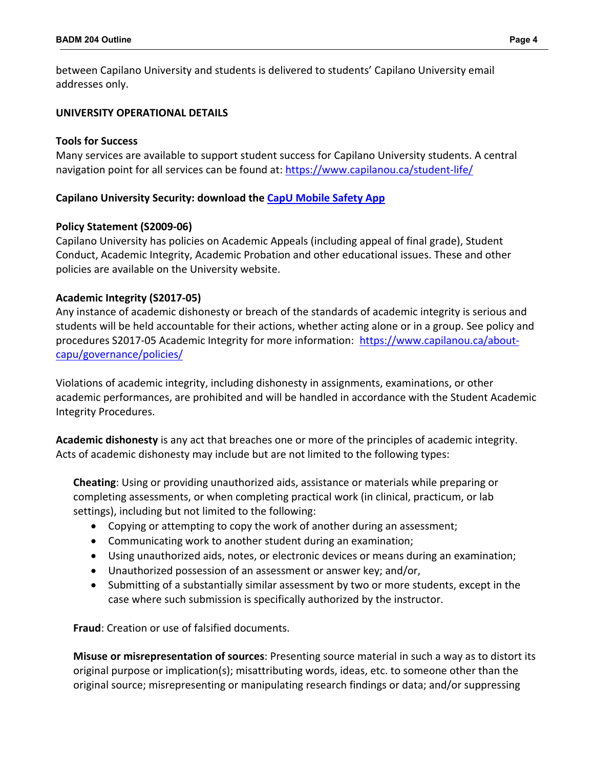between Capilano University and students is delivered to students' Capilano University email addresses only.

**UNIVERSITY OPERATIONAL DETAILS**

**Tools for Success**
Many services are available to support student success for Capilano University students. A central navigation point for all services can be found at: https://www.capilanou.ca/student-life/

**Capilano University Security: download the CapU Mobile Safety App**

**Policy Statement (S2009-06)**
Capilano University has policies on Academic Appeals (including appeal of final grade), Student Conduct, Academic Integrity, Academic Probation and other educational issues. These and other policies are available on the University website.

**Academic Integrity (S2017-05)**
Any instance of academic dishonesty or breach of the standards of academic integrity is serious and students will be held accountable for their actions, whether acting alone or in a group. See policy and procedures S2017-05 Academic Integrity for more information: https://www.capilanou.ca/about-capu/governance/policies/

Violations of academic integrity, including dishonesty in assignments, examinations, or other academic performances, are prohibited and will be handled in accordance with the Student Academic Integrity Procedures.

**Academic dishonesty** is any act that breaches one or more of the principles of academic integrity. Acts of academic dishonesty may include but are not limited to the following types:

**Cheating**: Using or providing unauthorized aids, assistance or materials while preparing or completing assessments, or when completing practical work (in clinical, practicum, or lab settings), including but not limited to the following:

- Copying or attempting to copy the work of another during an assessment;
- Communicating work to another student during an examination;
- Using unauthorized aids, notes, or electronic devices or means during an examination;
- Unauthorized possession of an assessment or answer key; and/or,
- Submitting of a substantially similar assessment by two or more students, except in the case where such submission is specifically authorized by the instructor.

**Fraud**: Creation or use of falsified documents.

**Misuse or misrepresentation of sources**: Presenting source material in such a way as to distort its original purpose or implication(s); misattributing words, ideas, etc. to someone other than the original source; misrepresenting or manipulating research findings or data; and/or suppressing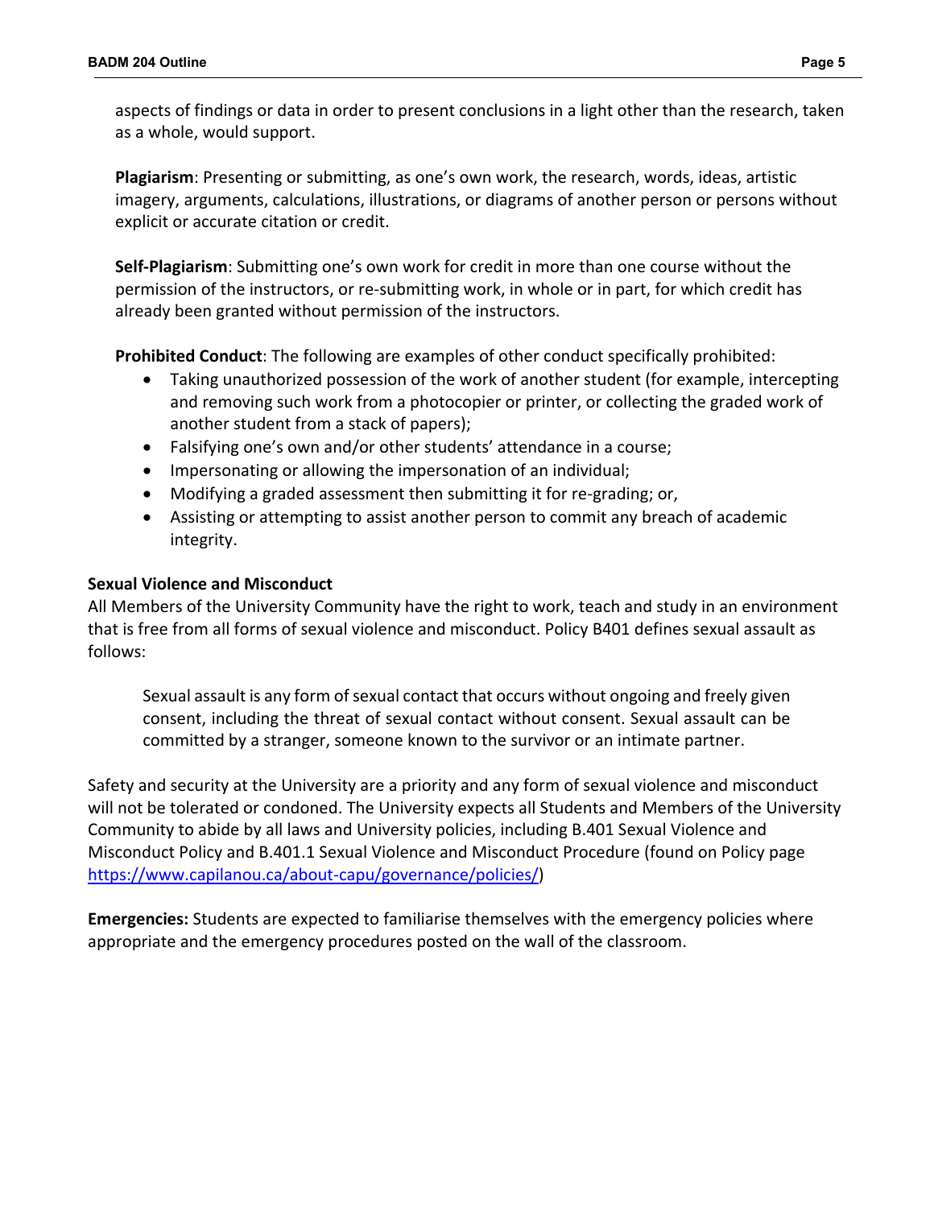aspects of findings or data in order to present conclusions in a light other than the research, taken as a whole, would support.

**Plagiarism**: Presenting or submitting, as one's own work, the research, words, ideas, artistic imagery, arguments, calculations, illustrations, or diagrams of another person or persons without explicit or accurate citation or credit.

**Self-Plagiarism**: Submitting one's own work for credit in more than one course without the permission of the instructors, or re-submitting work, in whole or in part, for which credit has already been granted without permission of the instructors.

**Prohibited Conduct**: The following are examples of other conduct specifically prohibited:

- Taking unauthorized possession of the work of another student (for example, intercepting and removing such work from a photocopier or printer, or collecting the graded work of another student from a stack of papers);
- Falsifying one's own and/or other students' attendance in a course;
- Impersonating or allowing the impersonation of an individual;
- Modifying a graded assessment then submitting it for re-grading; or,
- Assisting or attempting to assist another person to commit any breach of academic integrity.

**Sexual Violence and Misconduct**

All Members of the University Community have the right to work, teach and study in an environment that is free from all forms of sexual violence and misconduct. Policy B401 defines sexual assault as follows:

> Sexual assault is any form of sexual contact that occurs without ongoing and freely given consent, including the threat of sexual contact without consent. Sexual assault can be committed by a stranger, someone known to the survivor or an intimate partner.

Safety and security at the University are a priority and any form of sexual violence and misconduct will not be tolerated or condoned. The University expects all Students and Members of the University Community to abide by all laws and University policies, including B.401 Sexual Violence and Misconduct Policy and B.401.1 Sexual Violence and Misconduct Procedure (found on Policy page https://www.capilanou.ca/about-capu/governance/policies/)

**Emergencies:** Students are expected to familiarise themselves with the emergency policies where appropriate and the emergency procedures posted on the wall of the classroom.